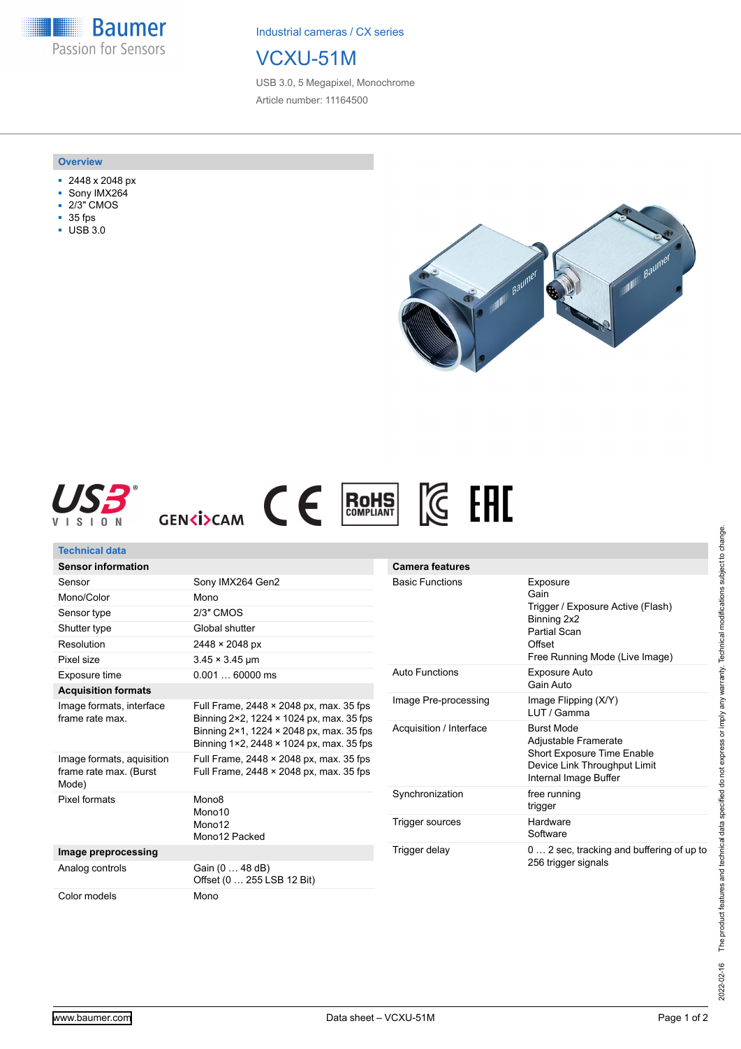Industrial cameras / CX series

# VCXU-51M

USB 3.0, 5 Megapixel, Monochrome

Article number: 11164500

## Overview

- 2448 x 2048 px
- Sony IMX264
- 2/3" CMOS
- 35 fps
- USB 3.0

## Technical data

| Sensor information | |
|---|---|
| Sensor | Sony IMX264 Gen2 |
| Mono/Color | Mono |
| Sensor type | 2/3″ CMOS |
| Shutter type | Global shutter |
| Resolution | 2448 × 2048 px |
| Pixel size | 3.45 × 3.45 µm |
| Exposure time | 0.001 … 60000 ms |
| **Acquisition formats** | |
| Image formats, interface frame rate max. | Full Frame, 2448 × 2048 px, max. 35 fps<br>Binning 2×2, 1224 × 1024 px, max. 35 fps<br>Binning 2×1, 1224 × 2048 px, max. 35 fps<br>Binning 1×2, 2448 × 1024 px, max. 35 fps |
| Image formats, aquisition frame rate max. (Burst Mode) | Full Frame, 2448 × 2048 px, max. 35 fps<br>Full Frame, 2448 × 2048 px, max. 35 fps |
| Pixel formats | Mono8<br>Mono10<br>Mono12<br>Mono12 Packed |
| **Image preprocessing** | |
| Analog controls | Gain (0 … 48 dB)<br>Offset (0 … 255 LSB 12 Bit) |
| Color models | Mono |

| Camera features | |
|---|---|
| Basic Functions | Exposure<br>Gain<br>Trigger / Exposure Active (Flash)<br>Binning 2x2<br>Partial Scan<br>Offset<br>Free Running Mode (Live Image) |
| Auto Functions | Exposure Auto<br>Gain Auto |
| Image Pre-processing | Image Flipping (X/Y)<br>LUT / Gamma |
| Acquisition / Interface | Burst Mode<br>Adjustable Framerate<br>Short Exposure Time Enable<br>Device Link Throughput Limit<br>Internal Image Buffer |
| Synchronization | free running<br>trigger |
| Trigger sources | Hardware<br>Software |
| Trigger delay | 0 … 2 sec, tracking and buffering of up to 256 trigger signals |

2022-02-16 The product features and technical data specified do not express or imply any warranty. Technical modifications subject to change.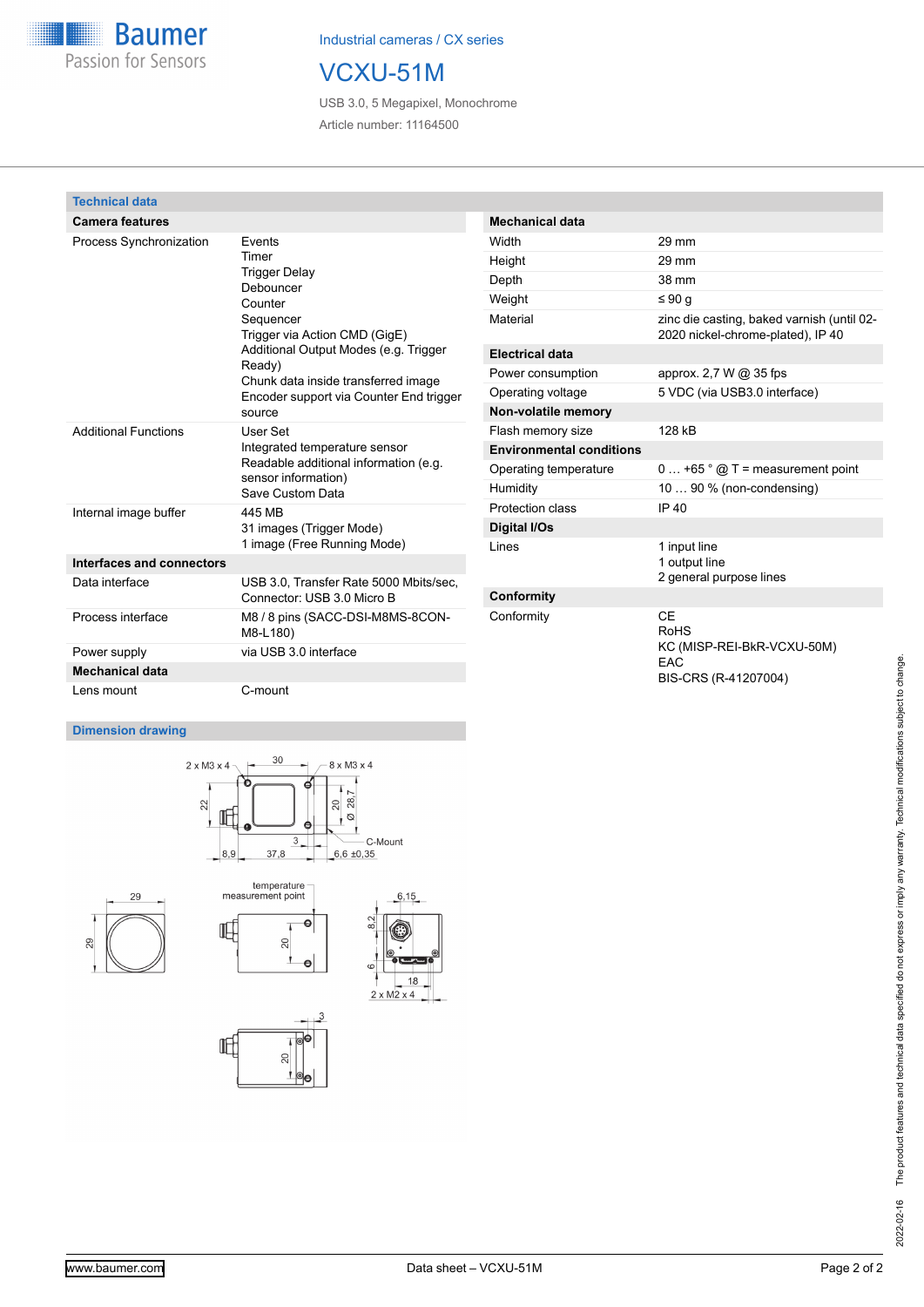Industrial cameras / CX series

# VCXU-51M

USB 3.0, 5 Megapixel, Monochrome

Article number: 11164500

## Technical data

| Camera features | |
|---|---|
| Process Synchronization | Events<br>Timer<br>Trigger Delay<br>Debouncer<br>Counter<br>Sequencer<br>Trigger via Action CMD (GigE)<br>Additional Output Modes (e.g. Trigger Ready)<br>Chunk data inside transferred image<br>Encoder support via Counter End trigger source |
| Additional Functions | User Set<br>Integrated temperature sensor<br>Readable additional information (e.g. sensor information)<br>Save Custom Data |
| Internal image buffer | 445 MB<br>31 images (Trigger Mode)<br>1 image (Free Running Mode) |
| **Interfaces and connectors** | |
| Data interface | USB 3.0, Transfer Rate 5000 Mbits/sec, Connector: USB 3.0 Micro B |
| Process interface | M8 / 8 pins (SACC-DSI-M8MS-8CON-M8-L180) |
| Power supply | via USB 3.0 interface |
| **Mechanical data** | |
| Lens mount | C-mount |

| Mechanical data | |
|---|---|
| Width | 29 mm |
| Height | 29 mm |
| Depth | 38 mm |
| Weight | ≤ 90 g |
| Material | zinc die casting, baked varnish (until 02-2020 nickel-chrome-plated), IP 40 |
| **Electrical data** | |
| Power consumption | approx. 2,7 W @ 35 fps |
| Operating voltage | 5 VDC (via USB3.0 interface) |
| **Non-volatile memory** | |
| Flash memory size | 128 kB |
| **Environmental conditions** | |
| Operating temperature | 0 … +65 ° @ T = measurement point |
| Humidity | 10 … 90 % (non-condensing) |
| Protection class | IP 40 |
| **Digital I/Os** | |
| Lines | 1 input line<br>1 output line<br>2 general purpose lines |
| **Conformity** | |
| Conformity | CE<br>RoHS<br>KC (MISP-REI-BkR-VCXU-50M)<br>EAC<br>BIS-CRS (R-41207004) |

## Dimension drawing

2 x M3 x 4
30
8 x M3 x 4
22
20
Ø 28,7
3
C-Mount
8,9
37,8
6,6 ±0,35
29
29
temperature measurement point
20
6,15
8,2
6
18
2 x M2 x 4
3
20

2022-02-16 The product features and technical data specified do not express or imply any warranty. Technical modifications subject to change.

www.baumer.com

Data sheet – VCXU-51M